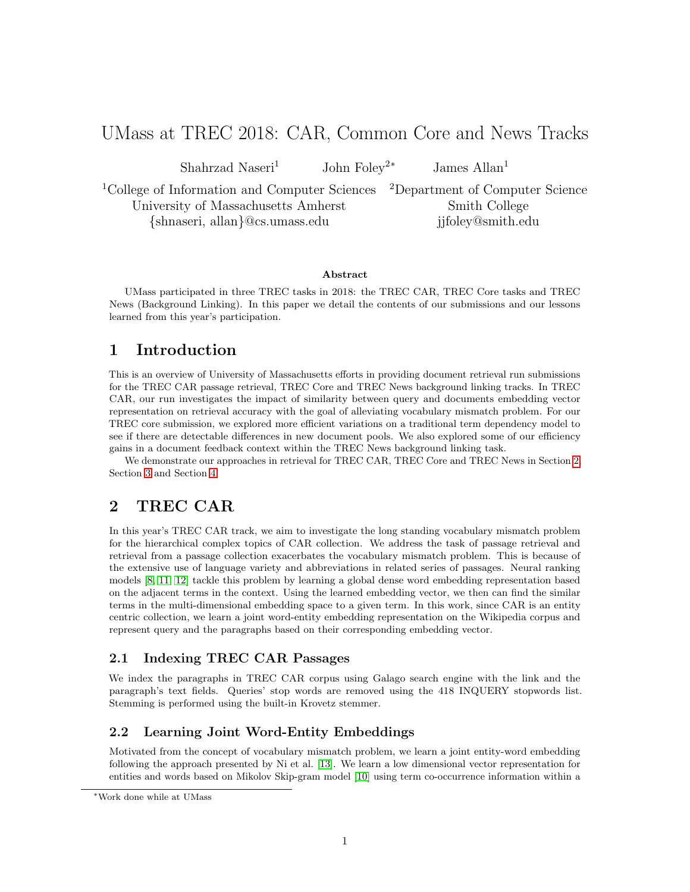# UMass at TREC 2018: CAR, Common Core and News Tracks

Shahrzad Naseri[1] John Foley[2*] James Allan[1]

[1]College of Information and Computer Sciences, University of Massachusetts Amherst, {shnaseri, allan}@cs.umass.edu

[2]Department of Computer Science, Smith College, jjfoley@smith.edu

### Abstract

UMass participated in three TREC tasks in 2018: the TREC CAR, TREC Core tasks and TREC News (Background Linking). In this paper we detail the contents of our submissions and our lessons learned from this year's participation.

## 1 Introduction

This is an overview of University of Massachusetts efforts in providing document retrieval run submissions for the TREC CAR passage retrieval, TREC Core and TREC News background linking tracks. In TREC CAR, our run investigates the impact of similarity between query and documents embedding vector representation on retrieval accuracy with the goal of alleviating vocabulary mismatch problem. For our TREC core submission, we explored more efficient variations on a traditional term dependency model to see if there are detectable differences in new document pools. We also explored some of our efficiency gains in a document feedback context within the TREC News background linking task.

We demonstrate our approaches in retrieval for TREC CAR, TREC Core and TREC News in Section 2, Section 3 and Section 4.

## 2 TREC CAR

In this year's TREC CAR track, we aim to investigate the long standing vocabulary mismatch problem for the hierarchical complex topics of CAR collection. We address the task of passage retrieval and retrieval from a passage collection exacerbates the vocabulary mismatch problem. This is because of the extensive use of language variety and abbreviations in related series of passages. Neural ranking models [8, 11, 12] tackle this problem by learning a global dense word embedding representation based on the adjacent terms in the context. Using the learned embedding vector, we then can find the similar terms in the multi-dimensional embedding space to a given term. In this work, since CAR is an entity centric collection, we learn a joint word-entity embedding representation on the Wikipedia corpus and represent query and the paragraphs based on their corresponding embedding vector.

### 2.1 Indexing TREC CAR Passages

We index the paragraphs in TREC CAR corpus using Galago search engine with the link and the paragraph's text fields. Queries' stop words are removed using the 418 INQUERY stopwords list. Stemming is performed using the built-in Krovetz stemmer.

### 2.2 Learning Joint Word-Entity Embeddings

Motivated from the concept of vocabulary mismatch problem, we learn a joint entity-word embedding following the approach presented by Ni et al. [13]. We learn a low dimensional vector representation for entities and words based on Mikolov Skip-gram model [10] using term co-occurrence information within a

*Work done while at UMass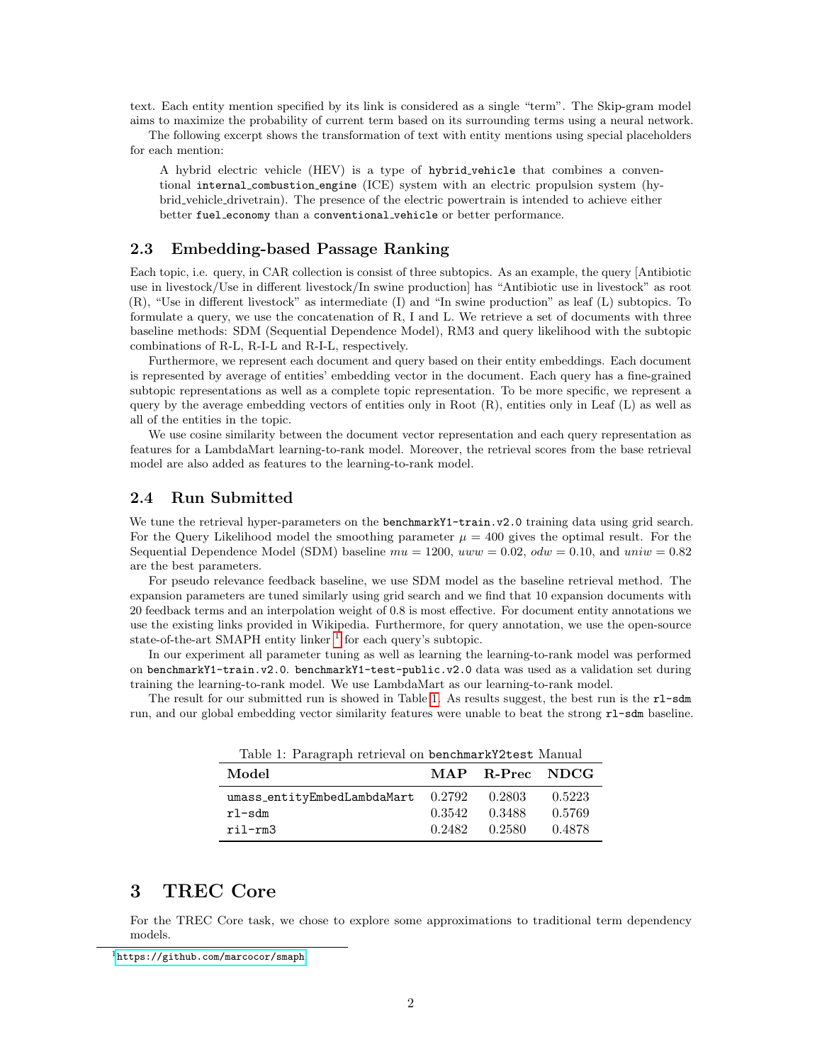text. Each entity mention specified by its link is considered as a single "term". The Skip-gram model aims to maximize the probability of current term based on its surrounding terms using a neural network.

The following excerpt shows the transformation of text with entity mentions using special placeholders for each mention:

> A hybrid electric vehicle (HEV) is a type of `hybrid_vehicle` that combines a conventional `internal_combustion_engine` (ICE) system with an electric propulsion system (hybrid_vehicle_drivetrain). The presence of the electric powertrain is intended to achieve either better `fuel_economy` than a `conventional_vehicle` or better performance.

## 2.3 Embedding-based Passage Ranking

Each topic, i.e. query, in CAR collection is consist of three subtopics. As an example, the query [Antibiotic use in livestock/Use in different livestock/In swine production] has "Antibiotic use in livestock" as root (R), "Use in different livestock" as intermediate (I) and "In swine production" as leaf (L) subtopics. To formulate a query, we use the concatenation of R, I and L. We retrieve a set of documents with three baseline methods: SDM (Sequential Dependence Model), RM3 and query likelihood with the subtopic combinations of R-L, R-I-L and R-I-L, respectively.

Furthermore, we represent each document and query based on their entity embeddings. Each document is represented by average of entities' embedding vector in the document. Each query has a fine-grained subtopic representations as well as a complete topic representation. To be more specific, we represent a query by the average embedding vectors of entities only in Root (R), entities only in Leaf (L) as well as all of the entities in the topic.

We use cosine similarity between the document vector representation and each query representation as features for a LambdaMart learning-to-rank model. Moreover, the retrieval scores from the base retrieval model are also added as features to the learning-to-rank model.

## 2.4 Run Submitted

We tune the retrieval hyper-parameters on the `benchmarkY1-train.v2.0` training data using grid search. For the Query Likelihood model the smoothing parameter $\mu = 400$ gives the optimal result. For the Sequential Dependence Model (SDM) baseline $mu = 1200$, $uww = 0.02$, $odw = 0.10$, and $uniw = 0.82$ are the best parameters.

For pseudo relevance feedback baseline, we use SDM model as the baseline retrieval method. The expansion parameters are tuned similarly using grid search and we find that 10 expansion documents with 20 feedback terms and an interpolation weight of 0.8 is most effective. For document entity annotations we use the existing links provided in Wikipedia. Furthermore, for query annotation, we use the open-source state-of-the-art SMAPH entity linker [1] for each query's subtopic.

In our experiment all parameter tuning as well as learning the learning-to-rank model was performed on `benchmarkY1-train.v2.0`. `benchmarkY1-test-public.v2.0` data was used as a validation set during training the learning-to-rank model. We use LambdaMart as our learning-to-rank model.

The result for our submitted run is showed in Table 1. As results suggest, the best run is the `rl-sdm` run, and our global embedding vector similarity features were unable to beat the strong `rl-sdm` baseline.

Table 1: Paragraph retrieval on `benchmarkY2test` Manual

| Model | MAP | R-Prec | NDCG |
|---|---|---|---|
| `umass_entityEmbedLambdaMart` | 0.2792 | 0.2803 | 0.5223 |
| `rl-sdm` | 0.3542 | 0.3488 | 0.5769 |
| `ril-rm3` | 0.2482 | 0.2580 | 0.4878 |

# 3 TREC Core

For the TREC Core task, we chose to explore some approximations to traditional term dependency models.

[1] https://github.com/marcocor/smaph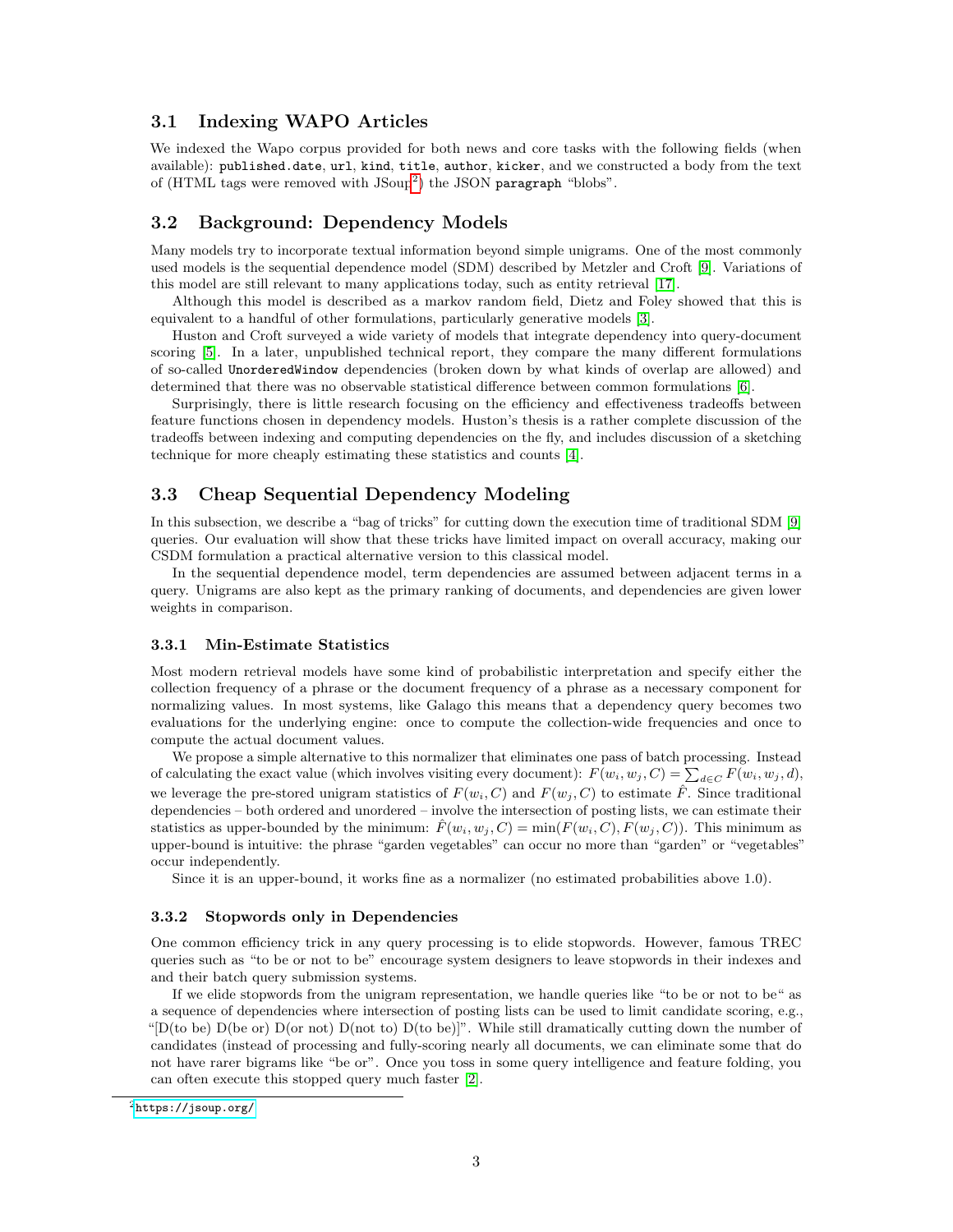### 3.1 Indexing WAPO Articles

We indexed the Wapo corpus provided for both news and core tasks with the following fields (when available): `published.date`, `url`, `kind`, `title`, `author`, `kicker`, and we constructed a body from the text of (HTML tags were removed with JSoup[2]) the JSON `paragraph` "blobs".

### 3.2 Background: Dependency Models

Many models try to incorporate textual information beyond simple unigrams. One of the most commonly used models is the sequential dependence model (SDM) described by Metzler and Croft [9]. Variations of this model are still relevant to many applications today, such as entity retrieval [17].

Although this model is described as a markov random field, Dietz and Foley showed that this is equivalent to a handful of other formulations, particularly generative models [3].

Huston and Croft surveyed a wide variety of models that integrate dependency into query-document scoring [5]. In a later, unpublished technical report, they compare the many different formulations of so-called `UnorderedWindow` dependencies (broken down by what kinds of overlap are allowed) and determined that there was no observable statistical difference between common formulations [6].

Surprisingly, there is little research focusing on the efficiency and effectiveness tradeoffs between feature functions chosen in dependency models. Huston's thesis is a rather complete discussion of the tradeoffs between indexing and computing dependencies on the fly, and includes discussion of a sketching technique for more cheaply estimating these statistics and counts [4].

### 3.3 Cheap Sequential Dependency Modeling

In this subsection, we describe a "bag of tricks" for cutting down the execution time of traditional SDM [9] queries. Our evaluation will show that these tricks have limited impact on overall accuracy, making our CSDM formulation a practical alternative version to this classical model.

In the sequential dependence model, term dependencies are assumed between adjacent terms in a query. Unigrams are also kept as the primary ranking of documents, and dependencies are given lower weights in comparison.

#### 3.3.1 Min-Estimate Statistics

Most modern retrieval models have some kind of probabilistic interpretation and specify either the collection frequency of a phrase or the document frequency of a phrase as a necessary component for normalizing values. In most systems, like Galago this means that a dependency query becomes two evaluations for the underlying engine: once to compute the collection-wide frequencies and once to compute the actual document values.

We propose a simple alternative to this normalizer that eliminates one pass of batch processing. Instead of calculating the exact value (which involves visiting every document): $F(w_i, w_j, C) = \sum_{d \in C} F(w_i, w_j, d)$, we leverage the pre-stored unigram statistics of $F(w_i, C)$ and $F(w_j, C)$ to estimate $\hat{F}$. Since traditional dependencies – both ordered and unordered – involve the intersection of posting lists, we can estimate their statistics as upper-bounded by the minimum: $\hat{F}(w_i, w_j, C) = \min(F(w_i, C), F(w_j, C))$. This minimum as upper-bound is intuitive: the phrase "garden vegetables" can occur no more than "garden" or "vegetables" occur independently.

Since it is an upper-bound, it works fine as a normalizer (no estimated probabilities above 1.0).

#### 3.3.2 Stopwords only in Dependencies

One common efficiency trick in any query processing is to elide stopwords. However, famous TREC queries such as "to be or not to be" encourage system designers to leave stopwords in their indexes and and their batch query submission systems.

If we elide stopwords from the unigram representation, we handle queries like "to be or not to be" as a sequence of dependencies where intersection of posting lists can be used to limit candidate scoring, e.g., "[D(to be) D(be or) D(or not) D(not to) D(to be)]". While still dramatically cutting down the number of candidates (instead of processing and fully-scoring nearly all documents, we can eliminate some that do not have rarer bigrams like "be or". Once you toss in some query intelligence and feature folding, you can often execute this stopped query much faster [2].

[2] https://jsoup.org/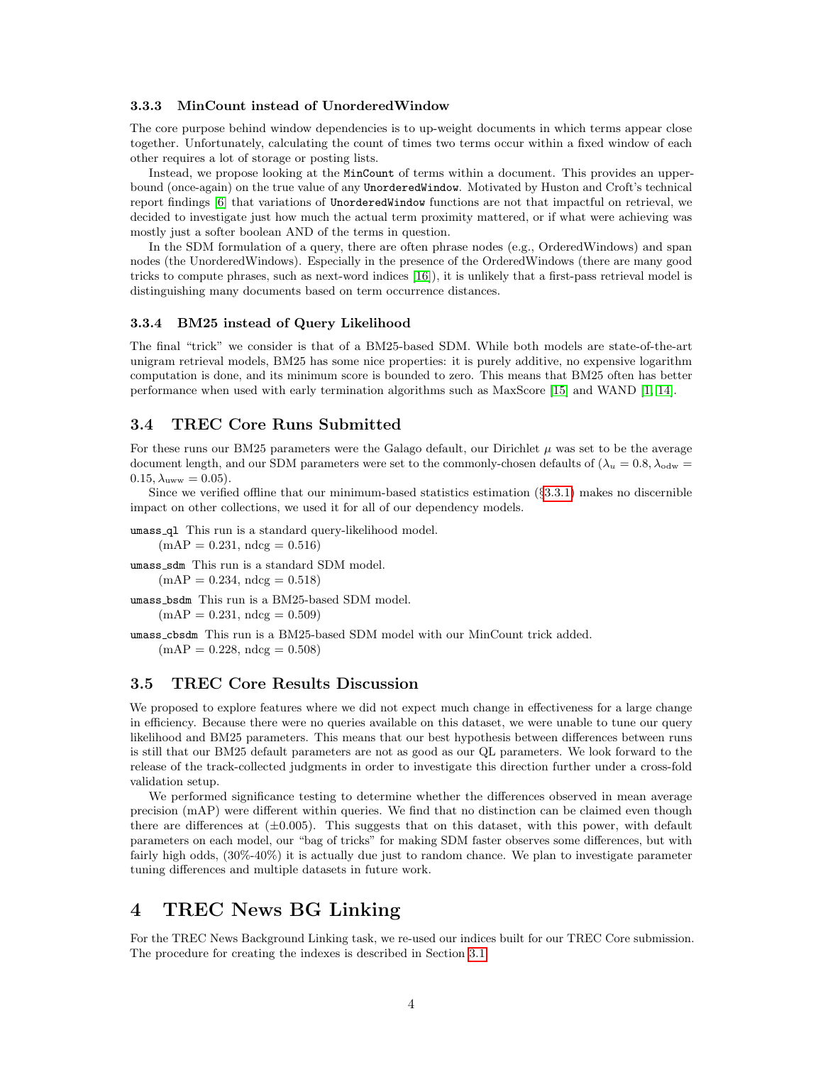### 3.3.3 MinCount instead of UnorderedWindow

The core purpose behind window dependencies is to up-weight documents in which terms appear close together. Unfortunately, calculating the count of times two terms occur within a fixed window of each other requires a lot of storage or posting lists.

Instead, we propose looking at the `MinCount` of terms within a document. This provides an upper-bound (once-again) on the true value of any `UnorderedWindow`. Motivated by Huston and Croft's technical report findings [6] that variations of `UnorderedWindow` functions are not that impactful on retrieval, we decided to investigate just how much the actual term proximity mattered, or if what were achieving was mostly just a softer boolean AND of the terms in question.

In the SDM formulation of a query, there are often phrase nodes (e.g., OrderedWindows) and span nodes (the UnorderedWindows). Especially in the presence of the OrderedWindows (there are many good tricks to compute phrases, such as next-word indices [16]), it is unlikely that a first-pass retrieval model is distinguishing many documents based on term occurrence distances.

### 3.3.4 BM25 instead of Query Likelihood

The final "trick" we consider is that of a BM25-based SDM. While both models are state-of-the-art unigram retrieval models, BM25 has some nice properties: it is purely additive, no expensive logarithm computation is done, and its minimum score is bounded to zero. This means that BM25 often has better performance when used with early termination algorithms such as MaxScore [15] and WAND [1, 14].

## 3.4 TREC Core Runs Submitted

For these runs our BM25 parameters were the Galago default, our Dirichlet $\mu$ was set to be the average document length, and our SDM parameters were set to the commonly-chosen defaults of ($\lambda_u = 0.8, \lambda_{\text{odw}} = 0.15, \lambda_{\text{uww}} = 0.05$).

Since we verified offline that our minimum-based statistics estimation (§3.3.1) makes no discernible impact on other collections, we used it for all of our dependency models.

`umass_ql` This run is a standard query-likelihood model.
(mAP = 0.231, ndcg = 0.516)

`umass_sdm` This run is a standard SDM model.
(mAP = 0.234, ndcg = 0.518)

`umass_bsdm` This run is a BM25-based SDM model.
(mAP = 0.231, ndcg = 0.509)

`umass_cbsdm` This run is a BM25-based SDM model with our MinCount trick added.
(mAP = 0.228, ndcg = 0.508)

## 3.5 TREC Core Results Discussion

We proposed to explore features where we did not expect much change in effectiveness for a large change in efficiency. Because there were no queries available on this dataset, we were unable to tune our query likelihood and BM25 parameters. This means that our best hypothesis between differences between runs is still that our BM25 default parameters are not as good as our QL parameters. We look forward to the release of the track-collected judgments in order to investigate this direction further under a cross-fold validation setup.

We performed significance testing to determine whether the differences observed in mean average precision (mAP) were different within queries. We find that no distinction can be claimed even though there are differences at ($\pm 0.005$). This suggests that on this dataset, with this power, with default parameters on each model, our "bag of tricks" for making SDM faster observes some differences, but with fairly high odds, (30%-40%) it is actually due just to random chance. We plan to investigate parameter tuning differences and multiple datasets in future work.

# 4 TREC News BG Linking

For the TREC News Background Linking task, we re-used our indices built for our TREC Core submission. The procedure for creating the indexes is described in Section 3.1.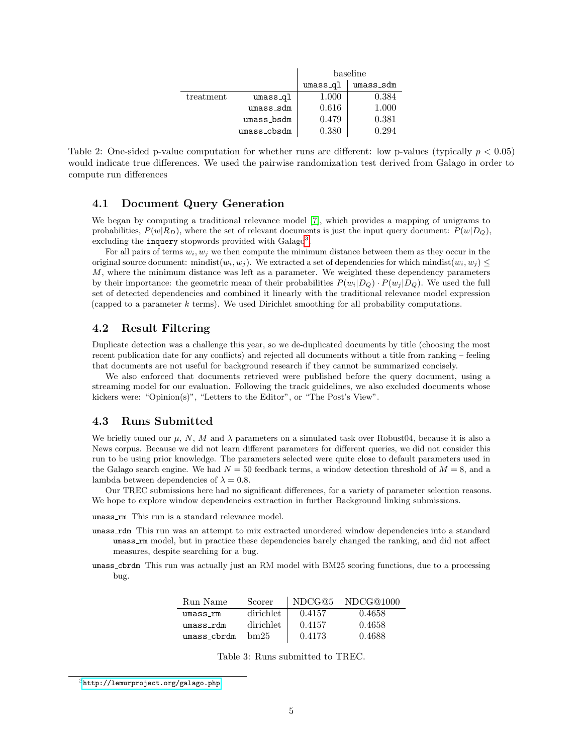| | | baseline | |
|---|---|---|---|
| | | umass_ql | umass_sdm |
| treatment | umass_ql | 1.000 | 0.384 |
| | umass_sdm | 0.616 | 1.000 |
| | umass_bsdm | 0.479 | 0.381 |
| | umass_cbsdm | 0.380 | 0.294 |

Table 2: One-sided p-value computation for whether runs are different: low p-values (typically $p < 0.05$) would indicate true differences. We used the pairwise randomization test derived from Galago in order to compute run differences

### 4.1 Document Query Generation

We began by computing a traditional relevance model [7], which provides a mapping of unigrams to probabilities, $P(w|R_D)$, where the set of relevant documents is just the input query document: $P(w|D_Q)$, excluding the `inquery` stopwords provided with Galago[3].

For all pairs of terms $w_i, w_j$ we then compute the minimum distance between them as they occur in the original source document: $\text{mindist}(w_i, w_j)$. We extracted a set of dependencies for which $\text{mindist}(w_i, w_j) \leq M$, where the minimum distance was left as a parameter. We weighted these dependency parameters by their importance: the geometric mean of their probabilities $P(w_i|D_Q) \cdot P(w_j|D_Q)$. We used the full set of detected dependencies and combined it linearly with the traditional relevance model expression (capped to a parameter $k$ terms). We used Dirichlet smoothing for all probability computations.

### 4.2 Result Filtering

Duplicate detection was a challenge this year, so we de-duplicated documents by title (choosing the most recent publication date for any conflicts) and rejected all documents without a title from ranking – feeling that documents are not useful for background research if they cannot be summarized concisely.

We also enforced that documents retrieved were published before the query document, using a streaming model for our evaluation. Following the track guidelines, we also excluded documents whose kickers were: "Opinion(s)", "Letters to the Editor", or "The Post's View".

### 4.3 Runs Submitted

We briefly tuned our $\mu$, $N$, $M$ and $\lambda$ parameters on a simulated task over Robust04, because it is also a News corpus. Because we did not learn different parameters for different queries, we did not consider this run to be using prior knowledge. The parameters selected were quite close to default parameters used in the Galago search engine. We had $N = 50$ feedback terms, a window detection threshold of $M = 8$, and a lambda between dependencies of $\lambda = 0.8$.

Our TREC submissions here had no significant differences, for a variety of parameter selection reasons. We hope to explore window dependencies extraction in further Background linking submissions.

- `umass_rm` This run is a standard relevance model.
- `umass_rdm` This run was an attempt to mix extracted unordered window dependencies into a standard `umass_rm` model, but in practice these dependencies barely changed the ranking, and did not affect measures, despite searching for a bug.
- `umass_cbrdm` This run was actually just an RM model with BM25 scoring functions, due to a processing bug.

| Run Name | Scorer | NDCG@5 | NDCG@1000 |
|---|---|---|---|
| umass_rm | dirichlet | 0.4157 | 0.4658 |
| umass_rdm | dirichlet | 0.4157 | 0.4658 |
| umass_cbrdm | bm25 | 0.4173 | 0.4688 |

Table 3: Runs submitted to TREC.

[3] http://lemurproject.org/galago.php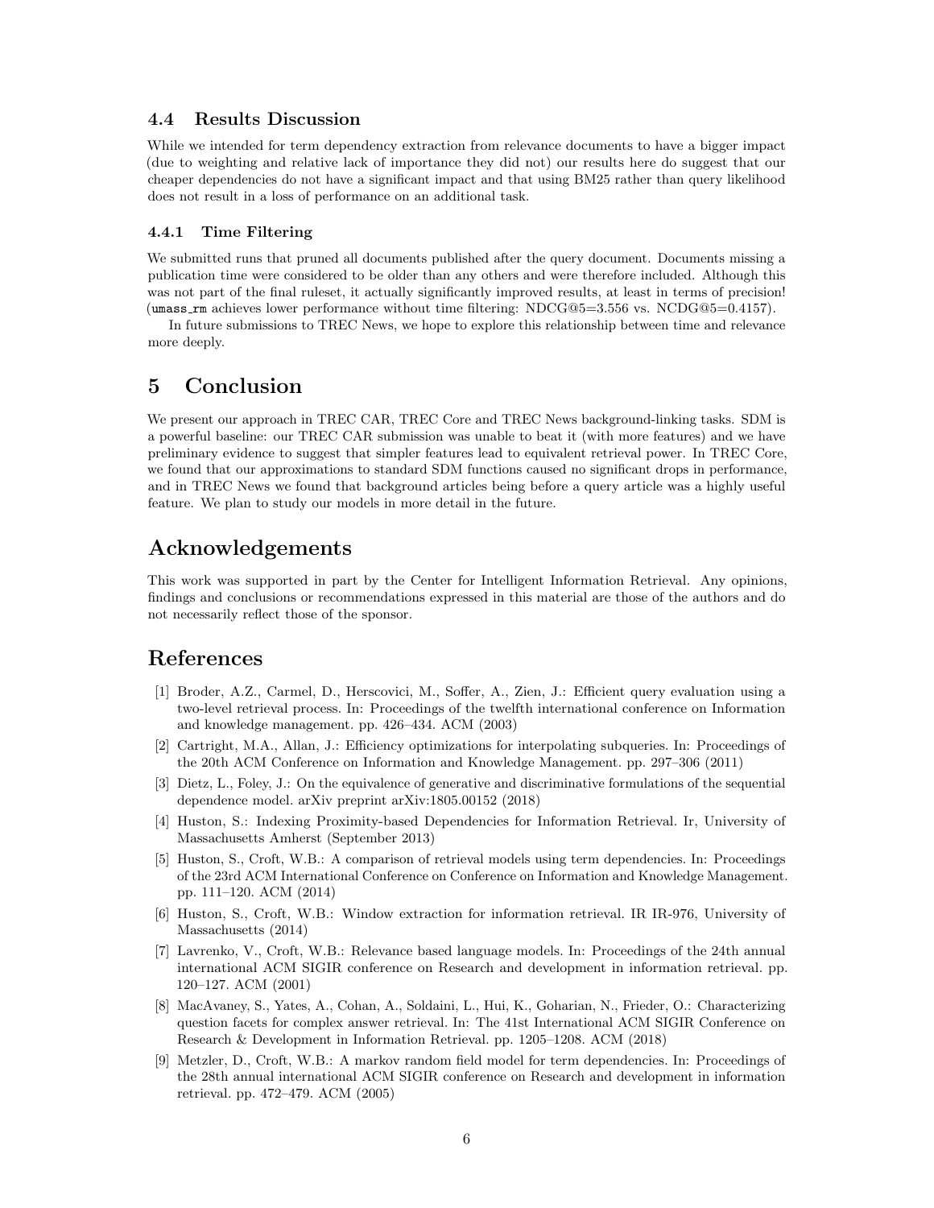### 4.4 Results Discussion

While we intended for term dependency extraction from relevance documents to have a bigger impact (due to weighting and relative lack of importance they did not) our results here do suggest that our cheaper dependencies do not have a significant impact and that using BM25 rather than query likelihood does not result in a loss of performance on an additional task.

#### 4.4.1 Time Filtering

We submitted runs that pruned all documents published after the query document. Documents missing a publication time were considered to be older than any others and were therefore included. Although this was not part of the final ruleset, it actually significantly improved results, at least in terms of precision! (`umass_rm` achieves lower performance without time filtering: NDCG@5=3.556 vs. NCDG@5=0.4157).

In future submissions to TREC News, we hope to explore this relationship between time and relevance more deeply.

## 5 Conclusion

We present our approach in TREC CAR, TREC Core and TREC News background-linking tasks. SDM is a powerful baseline: our TREC CAR submission was unable to beat it (with more features) and we have preliminary evidence to suggest that simpler features lead to equivalent retrieval power. In TREC Core, we found that our approximations to standard SDM functions caused no significant drops in performance, and in TREC News we found that background articles being before a query article was a highly useful feature. We plan to study our models in more detail in the future.

## Acknowledgements

This work was supported in part by the Center for Intelligent Information Retrieval. Any opinions, findings and conclusions or recommendations expressed in this material are those of the authors and do not necessarily reflect those of the sponsor.

## References

[1] Broder, A.Z., Carmel, D., Herscovici, M., Soffer, A., Zien, J.: Efficient query evaluation using a two-level retrieval process. In: Proceedings of the twelfth international conference on Information and knowledge management. pp. 426–434. ACM (2003)

[2] Cartright, M.A., Allan, J.: Efficiency optimizations for interpolating subqueries. In: Proceedings of the 20th ACM Conference on Information and Knowledge Management. pp. 297–306 (2011)

[3] Dietz, L., Foley, J.: On the equivalence of generative and discriminative formulations of the sequential dependence model. arXiv preprint arXiv:1805.00152 (2018)

[4] Huston, S.: Indexing Proximity-based Dependencies for Information Retrieval. Ir, University of Massachusetts Amherst (September 2013)

[5] Huston, S., Croft, W.B.: A comparison of retrieval models using term dependencies. In: Proceedings of the 23rd ACM International Conference on Conference on Information and Knowledge Management. pp. 111–120. ACM (2014)

[6] Huston, S., Croft, W.B.: Window extraction for information retrieval. IR IR-976, University of Massachusetts (2014)

[7] Lavrenko, V., Croft, W.B.: Relevance based language models. In: Proceedings of the 24th annual international ACM SIGIR conference on Research and development in information retrieval. pp. 120–127. ACM (2001)

[8] MacAvaney, S., Yates, A., Cohan, A., Soldaini, L., Hui, K., Goharian, N., Frieder, O.: Characterizing question facets for complex answer retrieval. In: The 41st International ACM SIGIR Conference on Research & Development in Information Retrieval. pp. 1205–1208. ACM (2018)

[9] Metzler, D., Croft, W.B.: A markov random field model for term dependencies. In: Proceedings of the 28th annual international ACM SIGIR conference on Research and development in information retrieval. pp. 472–479. ACM (2005)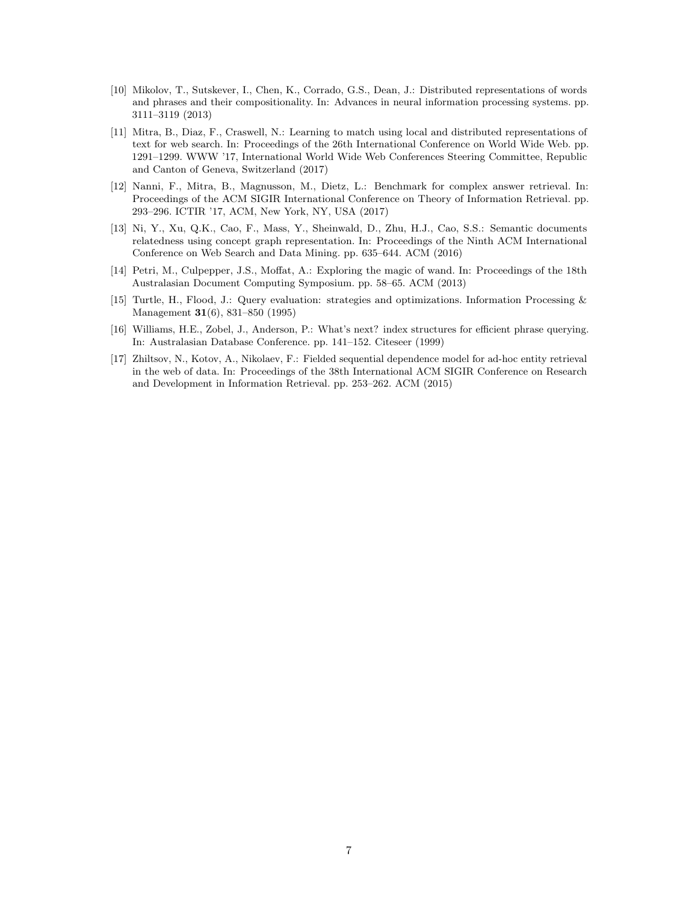[10] Mikolov, T., Sutskever, I., Chen, K., Corrado, G.S., Dean, J.: Distributed representations of words and phrases and their compositionality. In: Advances in neural information processing systems. pp. 3111–3119 (2013)

[11] Mitra, B., Diaz, F., Craswell, N.: Learning to match using local and distributed representations of text for web search. In: Proceedings of the 26th International Conference on World Wide Web. pp. 1291–1299. WWW '17, International World Wide Web Conferences Steering Committee, Republic and Canton of Geneva, Switzerland (2017)

[12] Nanni, F., Mitra, B., Magnusson, M., Dietz, L.: Benchmark for complex answer retrieval. In: Proceedings of the ACM SIGIR International Conference on Theory of Information Retrieval. pp. 293–296. ICTIR '17, ACM, New York, NY, USA (2017)

[13] Ni, Y., Xu, Q.K., Cao, F., Mass, Y., Sheinwald, D., Zhu, H.J., Cao, S.S.: Semantic documents relatedness using concept graph representation. In: Proceedings of the Ninth ACM International Conference on Web Search and Data Mining. pp. 635–644. ACM (2016)

[14] Petri, M., Culpepper, J.S., Moffat, A.: Exploring the magic of wand. In: Proceedings of the 18th Australasian Document Computing Symposium. pp. 58–65. ACM (2013)

[15] Turtle, H., Flood, J.: Query evaluation: strategies and optimizations. Information Processing & Management **31**(6), 831–850 (1995)

[16] Williams, H.E., Zobel, J., Anderson, P.: What's next? index structures for efficient phrase querying. In: Australasian Database Conference. pp. 141–152. Citeseer (1999)

[17] Zhiltsov, N., Kotov, A., Nikolaev, F.: Fielded sequential dependence model for ad-hoc entity retrieval in the web of data. In: Proceedings of the 38th International ACM SIGIR Conference on Research and Development in Information Retrieval. pp. 253–262. ACM (2015)